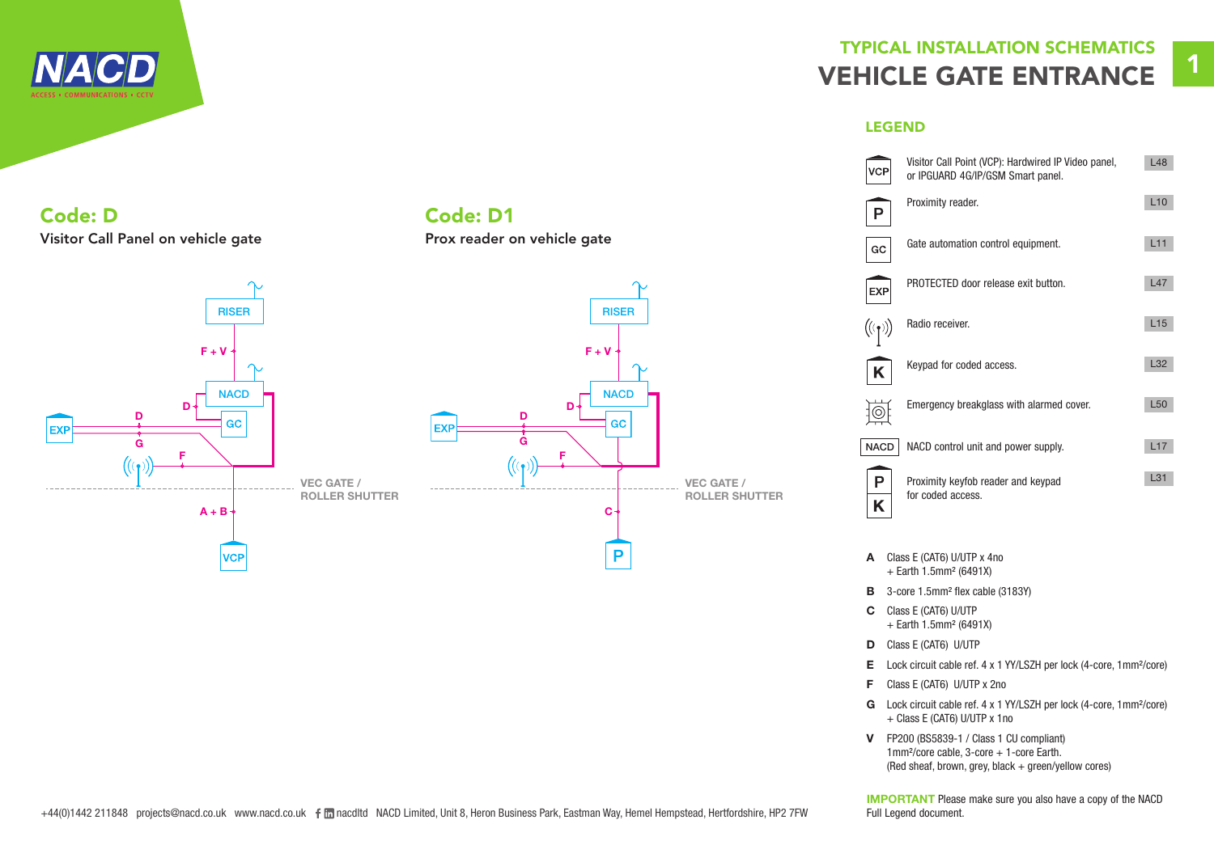# TYPICAL INSTALLATION SCHEMATICS

# VEHICLE GATE ENTRANCE

## Code: D

Visitor Call Panel on vehicle gate

RISER

F + V

NACD

D

GC

EXP

D

G

F

VEC GATE / ROLLER SHUTTER

A + B

VCP

## Code: D1

Prox reader on vehicle gate

RISER

F + V

NACD

D

GC

EXP

D

G

F

VEC GATE / ROLLER SHUTTER

C

P

## LEGEND

| Symbol | Description | Ref |
|---|---|---|
| VCP | Visitor Call Point (VCP): Hardwired IP Video panel, or IPGUARD 4G/IP/GSM Smart panel. | L48 |
| P | Proximity reader. | L10 |
| GC | Gate automation control equipment. | L11 |
| EXP | PROTECTED door release exit button. | L47 |
| | Radio receiver. | L15 |
| K | Keypad for coded access. | L32 |
| | Emergency breakglass with alarmed cover. | L50 |
| NACD | NACD control unit and power supply. | L17 |
| P / K | Proximity keyfob reader and keypad for coded access. | L31 |

- **A** Class E (CAT6) U/UTP x 4no + Earth 1.5mm² (6491X)
- **B** 3-core 1.5mm² flex cable (3183Y)
- **C** Class E (CAT6) U/UTP + Earth 1.5mm² (6491X)
- **D** Class E (CAT6) U/UTP
- **E** Lock circuit cable ref. 4 x 1 YY/LSZH per lock (4-core, 1mm²/core)
- **F** Class E (CAT6) U/UTP x 2no
- **G** Lock circuit cable ref. 4 x 1 YY/LSZH per lock (4-core, 1mm²/core) + Class E (CAT6) U/UTP x 1no
- **V** FP200 (BS5839-1 / Class 1 CU compliant) 1mm²/core cable, 3-core + 1-core Earth. (Red sheaf, brown, grey, black + green/yellow cores)

**IMPORTANT** Please make sure you also have a copy of the NACD Full Legend document.

+44(0)1442 211848 projects@nacd.co.uk www.nacd.co.uk nacdltd NACD Limited, Unit 8, Heron Business Park, Eastman Way, Hemel Hempstead, Hertfordshire, HP2 7FW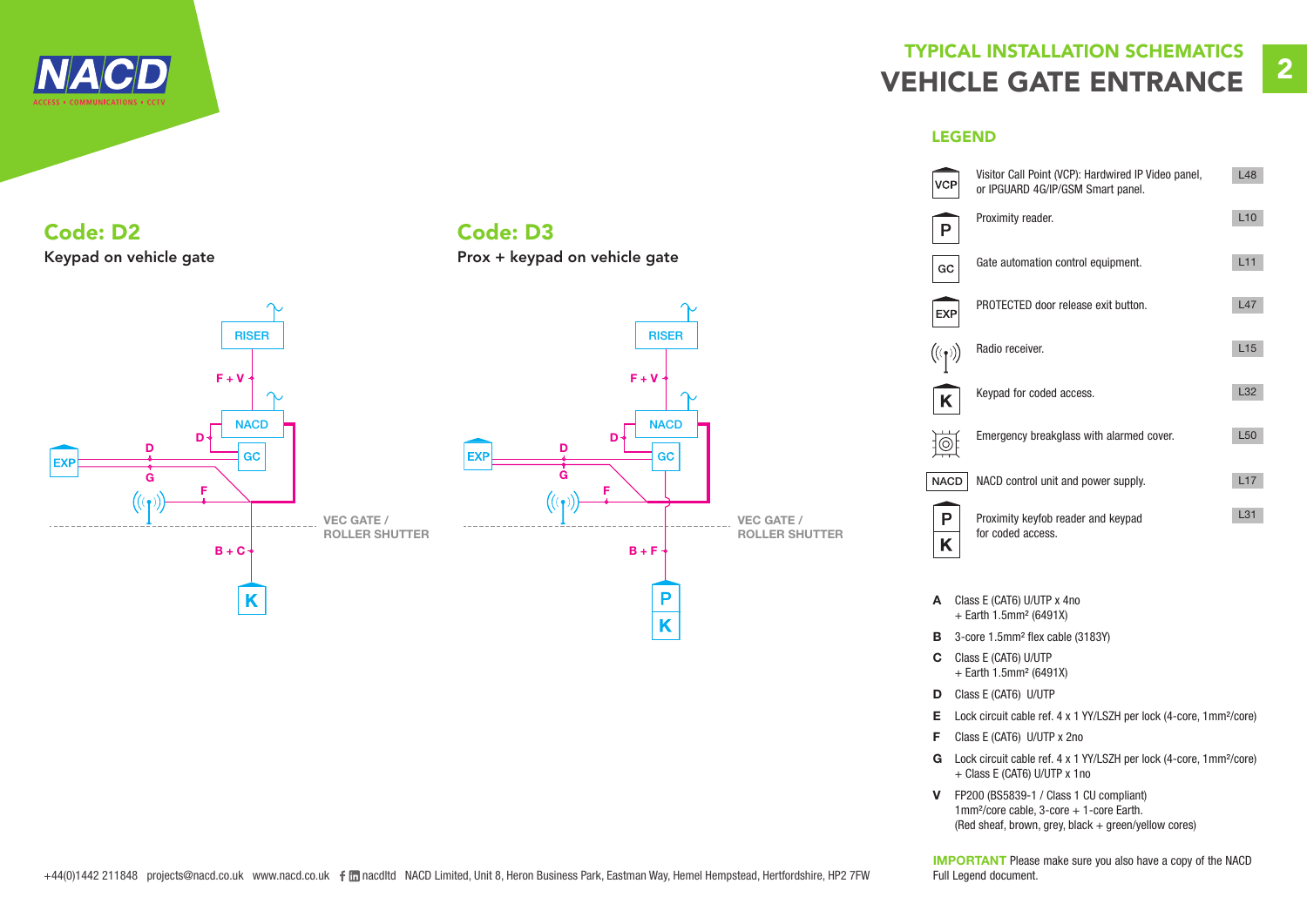## TYPICAL INSTALLATION SCHEMATICS

# VEHICLE GATE ENTRANCE

## Code: D2

**Keypad on vehicle gate**

RISER

F + V

NACD

D

GC

EXP

D

G

F

VEC GATE / ROLLER SHUTTER

B + C

K

## Code: D3

**Prox + keypad on vehicle gate**

RISER

F + V

NACD

D

GC

EXP

D

G

F

VEC GATE / ROLLER SHUTTER

B + F

P

K

## LEGEND

| Symbol | Description | Ref |
|---|---|---|
| VCP | Visitor Call Point (VCP): Hardwired IP Video panel, or IPGUARD 4G/IP/GSM Smart panel. | L48 |
| P | Proximity reader. | L10 |
| GC | Gate automation control equipment. | L11 |
| EXP | PROTECTED door release exit button. | L47 |
| | Radio receiver. | L15 |
| K | Keypad for coded access. | L32 |
| | Emergency breakglass with alarmed cover. | L50 |
| NACD | NACD control unit and power supply. | L17 |
| P / K | Proximity keyfob reader and keypad for coded access. | L31 |

**A** Class E (CAT6) U/UTP x 4no + Earth 1.5mm² (6491X)

**B** 3-core 1.5mm² flex cable (3183Y)

**C** Class E (CAT6) U/UTP + Earth 1.5mm² (6491X)

**D** Class E (CAT6) U/UTP

**E** Lock circuit cable ref. 4 x 1 YY/LSZH per lock (4-core, 1mm²/core)

**F** Class E (CAT6) U/UTP x 2no

**G** Lock circuit cable ref. 4 x 1 YY/LSZH per lock (4-core, 1mm²/core) + Class E (CAT6) U/UTP x 1no

**V** FP200 (BS5839-1 / Class 1 CU compliant) 1mm²/core cable, 3-core + 1-core Earth. (Red sheaf, brown, grey, black + green/yellow cores)

**IMPORTANT** Please make sure you also have a copy of the NACD Full Legend document.

+44(0)1442 211848 projects@nacd.co.uk www.nacd.co.uk nacdltd NACD Limited, Unit 8, Heron Business Park, Eastman Way, Hemel Hempstead, Hertfordshire, HP2 7FW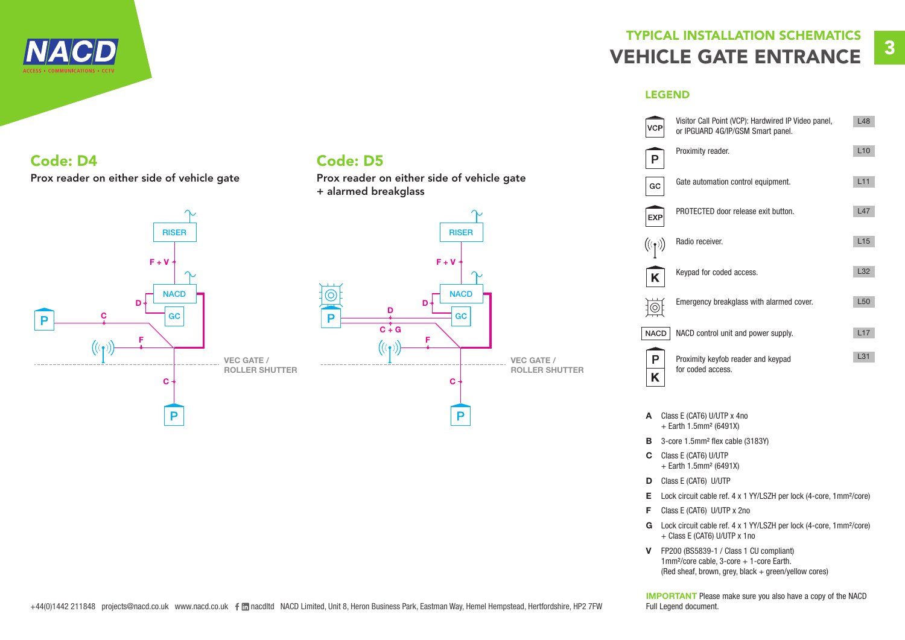## TYPICAL INSTALLATION SCHEMATICS

# VEHICLE GATE ENTRANCE

## Code: D4

Prox reader on either side of vehicle gate

RISER
F + V
NACD
D
GC
P
C
F
VEC GATE / ROLLER SHUTTER
C
P

## Code: D5

Prox reader on either side of vehicle gate + alarmed breakglass

RISER
F + V
NACD
D
GC
D
P
C + G
F
VEC GATE / ROLLER SHUTTER
C
P

## LEGEND

| | | |
|---|---|---|
| VCP | Visitor Call Point (VCP): Hardwired IP Video panel, or IPGUARD 4G/IP/GSM Smart panel. | L48 |
| P | Proximity reader. | L10 |
| GC | Gate automation control equipment. | L11 |
| EXP | PROTECTED door release exit button. | L47 |
| | Radio receiver. | L15 |
| K | Keypad for coded access. | L32 |
| | Emergency breakglass with alarmed cover. | L50 |
| NACD | NACD control unit and power supply. | L17 |
| P / K | Proximity keyfob reader and keypad for coded access. | L31 |

**A** Class E (CAT6) U/UTP x 4no + Earth 1.5mm² (6491X)

**B** 3-core 1.5mm² flex cable (3183Y)

**C** Class E (CAT6) U/UTP + Earth 1.5mm² (6491X)

**D** Class E (CAT6) U/UTP

**E** Lock circuit cable ref. 4 x 1 YY/LSZH per lock (4-core, 1mm²/core)

**F** Class E (CAT6) U/UTP x 2no

**G** Lock circuit cable ref. 4 x 1 YY/LSZH per lock (4-core, 1mm²/core) + Class E (CAT6) U/UTP x 1no

**V** FP200 (BS5839-1 / Class 1 CU compliant) 1mm²/core cable, 3-core + 1-core Earth. (Red sheaf, brown, grey, black + green/yellow cores)

**IMPORTANT** Please make sure you also have a copy of the NACD Full Legend document.

+44(0)1442 211848 projects@nacd.co.uk www.nacd.co.uk nacdltd NACD Limited, Unit 8, Heron Business Park, Eastman Way, Hemel Hempstead, Hertfordshire, HP2 7FW